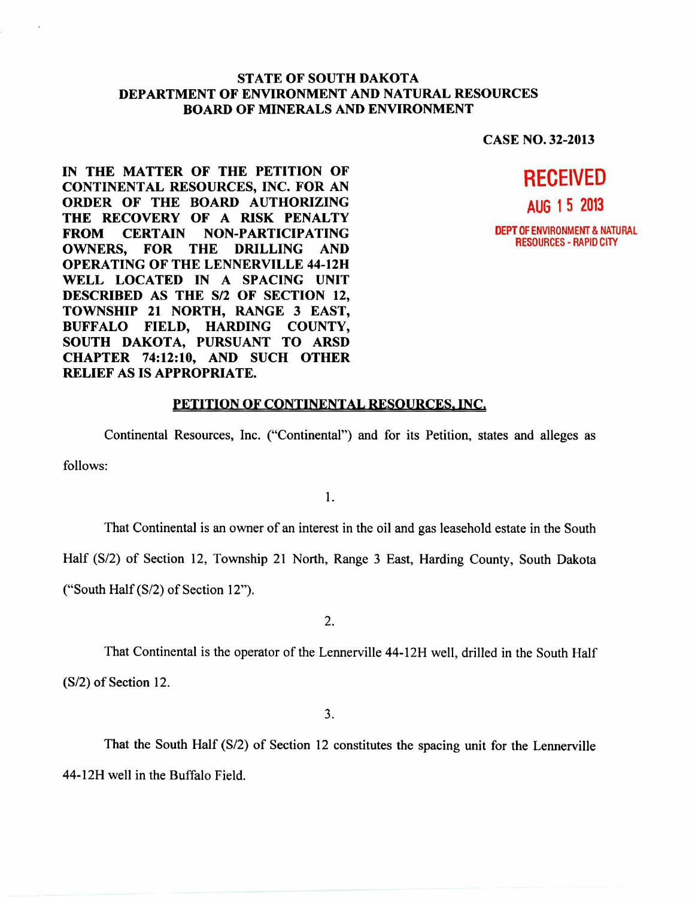**STATE OF SOUTH DAKOTA**
**DEPARTMENT OF ENVIRONMENT AND NATURAL RESOURCES**
**BOARD OF MINERALS AND ENVIRONMENT**

**CASE NO. 32-2013**

**IN THE MATTER OF THE PETITION OF CONTINENTAL RESOURCES, INC. FOR AN ORDER OF THE BOARD AUTHORIZING THE RECOVERY OF A RISK PENALTY FROM CERTAIN NON-PARTICIPATING OWNERS, FOR THE DRILLING AND OPERATING OF THE LENNERVILLE 44-12H WELL LOCATED IN A SPACING UNIT DESCRIBED AS THE S/2 OF SECTION 12, TOWNSHIP 21 NORTH, RANGE 3 EAST, BUFFALO FIELD, HARDING COUNTY, SOUTH DAKOTA, PURSUANT TO ARSD CHAPTER 74:12:10, AND SUCH OTHER RELIEF AS IS APPROPRIATE.**

RECEIVED
AUG 15 2013
DEPT OF ENVIRONMENT & NATURAL RESOURCES - RAPID CITY

**PETITION OF CONTINENTAL RESOURCES, INC.**

Continental Resources, Inc. ("Continental") and for its Petition, states and alleges as follows:

1.

That Continental is an owner of an interest in the oil and gas leasehold estate in the South Half (S/2) of Section 12, Township 21 North, Range 3 East, Harding County, South Dakota ("South Half (S/2) of Section 12").

2.

That Continental is the operator of the Lennerville 44-12H well, drilled in the South Half (S/2) of Section 12.

3.

That the South Half (S/2) of Section 12 constitutes the spacing unit for the Lennerville 44-12H well in the Buffalo Field.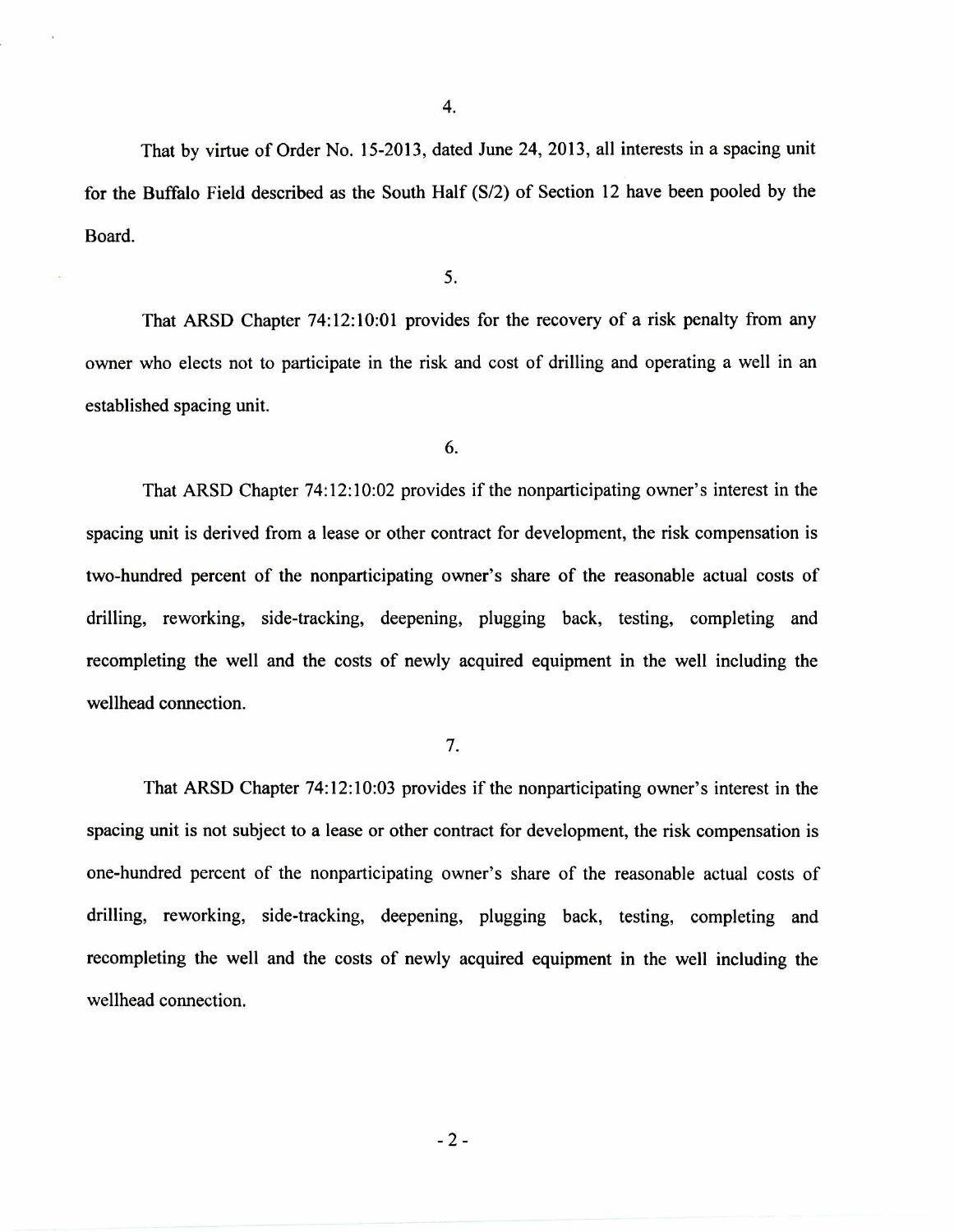4.

That by virtue of Order No. 15-2013, dated June 24, 2013, all interests in a spacing unit for the Buffalo Field described as the South Half (S/2) of Section 12 have been pooled by the Board.

5.

That ARSD Chapter 74:12:10:01 provides for the recovery of a risk penalty from any owner who elects not to participate in the risk and cost of drilling and operating a well in an established spacing unit.

6.

That ARSD Chapter 74:12:10:02 provides if the nonparticipating owner's interest in the spacing unit is derived from a lease or other contract for development, the risk compensation is two-hundred percent of the nonparticipating owner's share of the reasonable actual costs of drilling, reworking, side-tracking, deepening, plugging back, testing, completing and recompleting the well and the costs of newly acquired equipment in the well including the wellhead connection.

7.

That ARSD Chapter 74:12:10:03 provides if the nonparticipating owner's interest in the spacing unit is not subject to a lease or other contract for development, the risk compensation is one-hundred percent of the nonparticipating owner's share of the reasonable actual costs of drilling, reworking, side-tracking, deepening, plugging back, testing, completing and recompleting the well and the costs of newly acquired equipment in the well including the wellhead connection.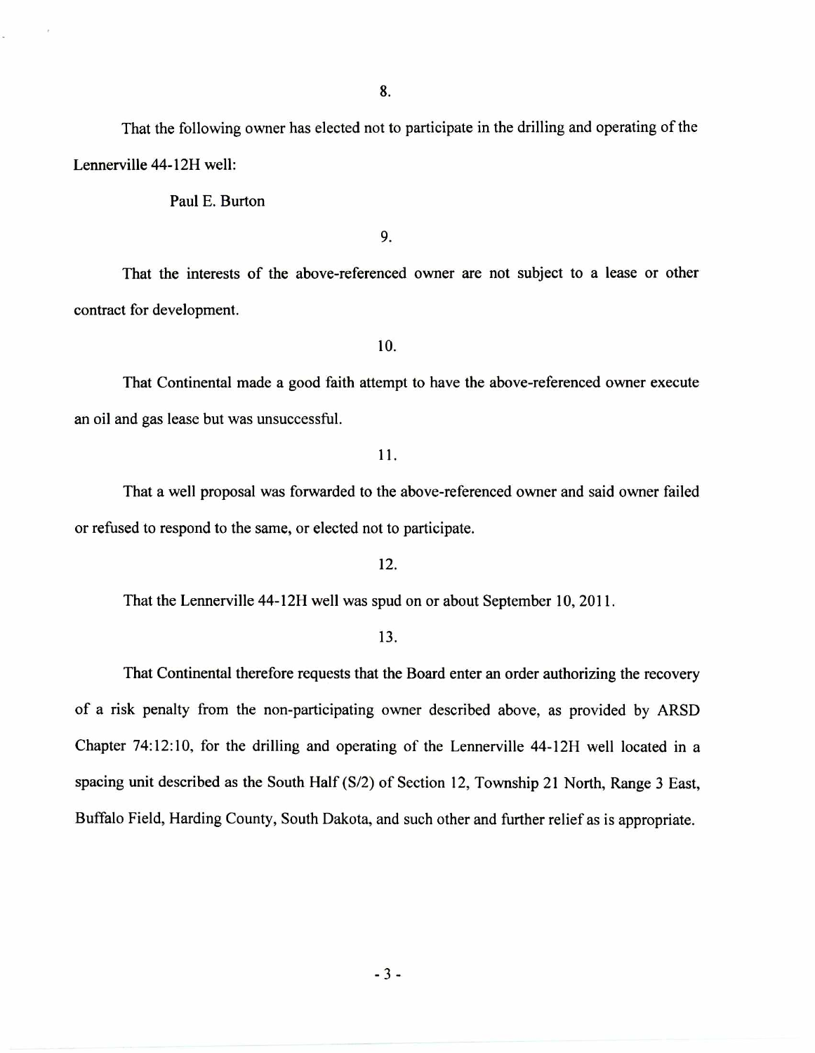8.

That the following owner has elected not to participate in the drilling and operating of the Lennerville 44-12H well:

Paul E. Burton

9.

That the interests of the above-referenced owner are not subject to a lease or other contract for development.

10.

That Continental made a good faith attempt to have the above-referenced owner execute an oil and gas lease but was unsuccessful.

11.

That a well proposal was forwarded to the above-referenced owner and said owner failed or refused to respond to the same, or elected not to participate.

12.

That the Lennerville 44-12H well was spud on or about September 10, 2011.

13.

That Continental therefore requests that the Board enter an order authorizing the recovery of a risk penalty from the non-participating owner described above, as provided by ARSD Chapter 74:12:10, for the drilling and operating of the Lennerville 44-12H well located in a spacing unit described as the South Half (S/2) of Section 12, Township 21 North, Range 3 East, Buffalo Field, Harding County, South Dakota, and such other and further relief as is appropriate.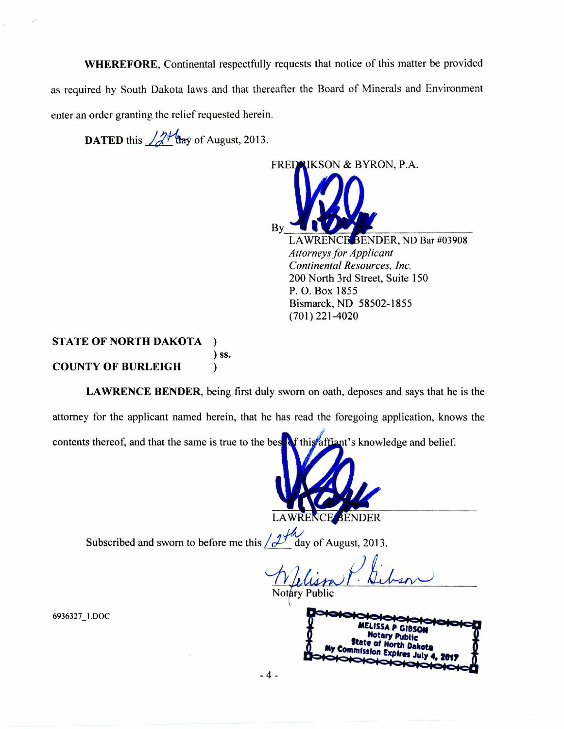**WHEREFORE**, Continental respectfully requests that notice of this matter be provided as required by South Dakota laws and that thereafter the Board of Minerals and Environment enter an order granting the relief requested herein.

**DATED** this 12th day of August, 2013.

FREDRIKSON & BYRON, P.A.

By_______________________________

LAWRENCE BENDER, ND Bar #03908
*Attorneys for Applicant*
*Continental Resources, Inc.*
200 North 3rd Street, Suite 150
P. O. Box 1855
Bismarck, ND 58502-1855
(701) 221-4020

**STATE OF NORTH DAKOTA** )
) **ss.**
**COUNTY OF BURLEIGH** )

**LAWRENCE BENDER**, being first duly sworn on oath, deposes and says that he is the attorney for the applicant named herein, that he has read the foregoing application, knows the contents thereof, and that the same is true to the best of this affiant's knowledge and belief.

_______________________________
LAWRENCE BENDER

Subscribed and sworn to before me this 12th day of August, 2013.

_______________________________
Notary Public

MELISSA P GIBSON
Notary Public
State of North Dakota
My Commission Expires July 4, 2017

6936327_1.DOC